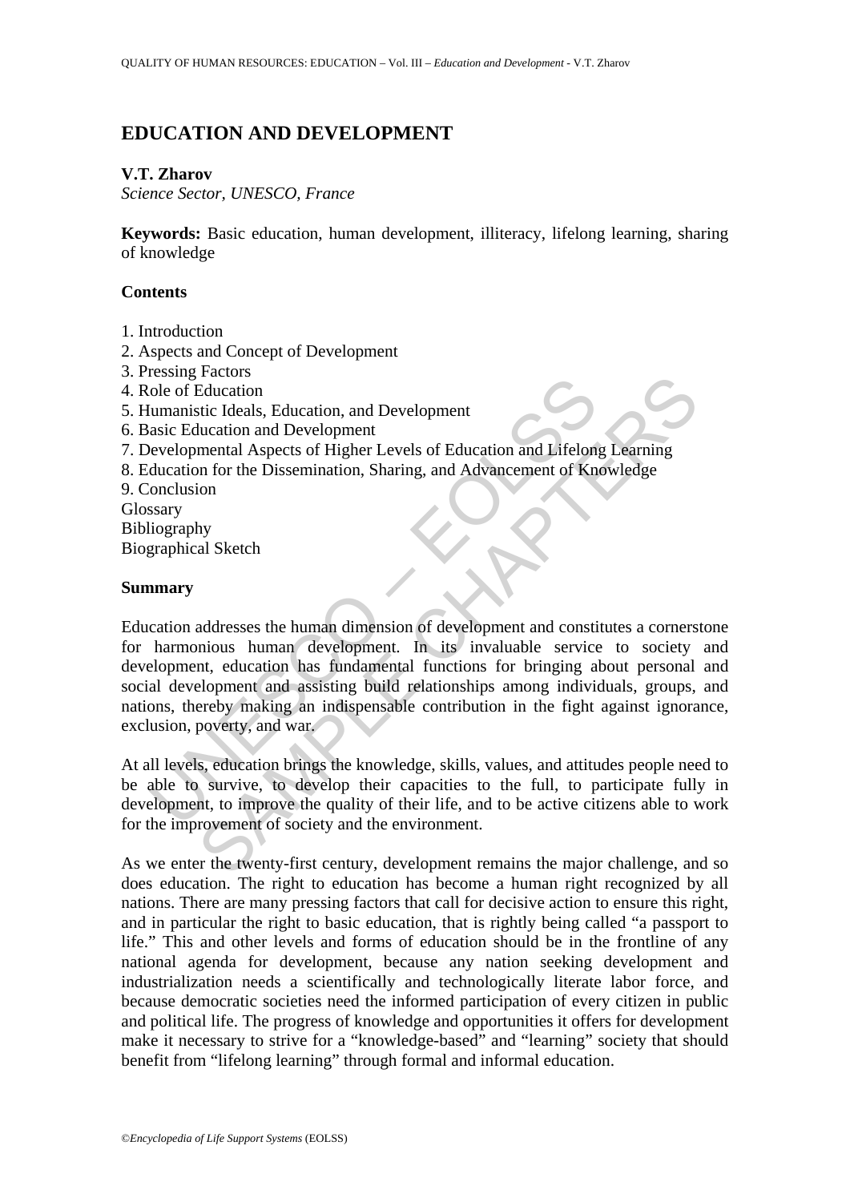# EDUCATION AND DEVELOPMENT

**V.T. Zharov**
*Science Sector, UNESCO, France*

**Keywords:** Basic education, human development, illiteracy, lifelong learning, sharing of knowledge

## Contents

1. Introduction
2. Aspects and Concept of Development
3. Pressing Factors
4. Role of Education
5. Humanistic Ideals, Education, and Development
6. Basic Education and Development
7. Developmental Aspects of Higher Levels of Education and Lifelong Learning
8. Education for the Dissemination, Sharing, and Advancement of Knowledge
9. Conclusion

Glossary
Bibliography
Biographical Sketch

## Summary

Education addresses the human dimension of development and constitutes a cornerstone for harmonious human development. In its invaluable service to society and development, education has fundamental functions for bringing about personal and social development and assisting build relationships among individuals, groups, and nations, thereby making an indispensable contribution in the fight against ignorance, exclusion, poverty, and war.

At all levels, education brings the knowledge, skills, values, and attitudes people need to be able to survive, to develop their capacities to the full, to participate fully in development, to improve the quality of their life, and to be active citizens able to work for the improvement of society and the environment.

As we enter the twenty-first century, development remains the major challenge, and so does education. The right to education has become a human right recognized by all nations. There are many pressing factors that call for decisive action to ensure this right, and in particular the right to basic education, that is rightly being called "a passport to life." This and other levels and forms of education should be in the frontline of any national agenda for development, because any nation seeking development and industrialization needs a scientifically and technologically literate labor force, and because democratic societies need the informed participation of every citizen in public and political life. The progress of knowledge and opportunities it offers for development make it necessary to strive for a "knowledge-based" and "learning" society that should benefit from "lifelong learning" through formal and informal education.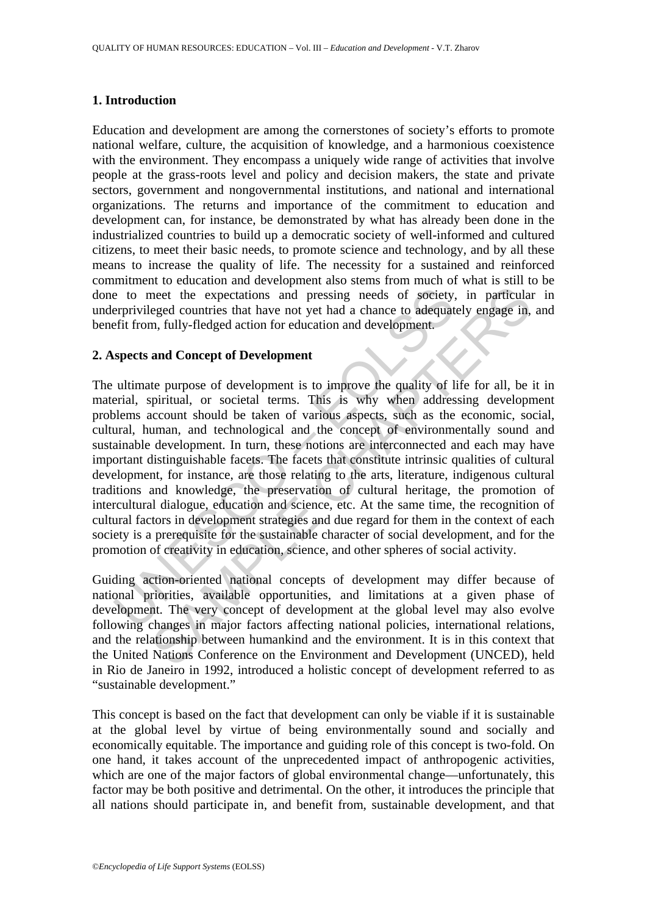## 1. Introduction

Education and development are among the cornerstones of society's efforts to promote national welfare, culture, the acquisition of knowledge, and a harmonious coexistence with the environment. They encompass a uniquely wide range of activities that involve people at the grass-roots level and policy and decision makers, the state and private sectors, government and nongovernmental institutions, and national and international organizations. The returns and importance of the commitment to education and development can, for instance, be demonstrated by what has already been done in the industrialized countries to build up a democratic society of well-informed and cultured citizens, to meet their basic needs, to promote science and technology, and by all these means to increase the quality of life. The necessity for a sustained and reinforced commitment to education and development also stems from much of what is still to be done to meet the expectations and pressing needs of society, in particular in underprivileged countries that have not yet had a chance to adequately engage in, and benefit from, fully-fledged action for education and development.

## 2. Aspects and Concept of Development

The ultimate purpose of development is to improve the quality of life for all, be it in material, spiritual, or societal terms. This is why when addressing development problems account should be taken of various aspects, such as the economic, social, cultural, human, and technological and the concept of environmentally sound and sustainable development. In turn, these notions are interconnected and each may have important distinguishable facets. The facets that constitute intrinsic qualities of cultural development, for instance, are those relating to the arts, literature, indigenous cultural traditions and knowledge, the preservation of cultural heritage, the promotion of intercultural dialogue, education and science, etc. At the same time, the recognition of cultural factors in development strategies and due regard for them in the context of each society is a prerequisite for the sustainable character of social development, and for the promotion of creativity in education, science, and other spheres of social activity.

Guiding action-oriented national concepts of development may differ because of national priorities, available opportunities, and limitations at a given phase of development. The very concept of development at the global level may also evolve following changes in major factors affecting national policies, international relations, and the relationship between humankind and the environment. It is in this context that the United Nations Conference on the Environment and Development (UNCED), held in Rio de Janeiro in 1992, introduced a holistic concept of development referred to as "sustainable development."

This concept is based on the fact that development can only be viable if it is sustainable at the global level by virtue of being environmentally sound and socially and economically equitable. The importance and guiding role of this concept is two-fold. On one hand, it takes account of the unprecedented impact of anthropogenic activities, which are one of the major factors of global environmental change—unfortunately, this factor may be both positive and detrimental. On the other, it introduces the principle that all nations should participate in, and benefit from, sustainable development, and that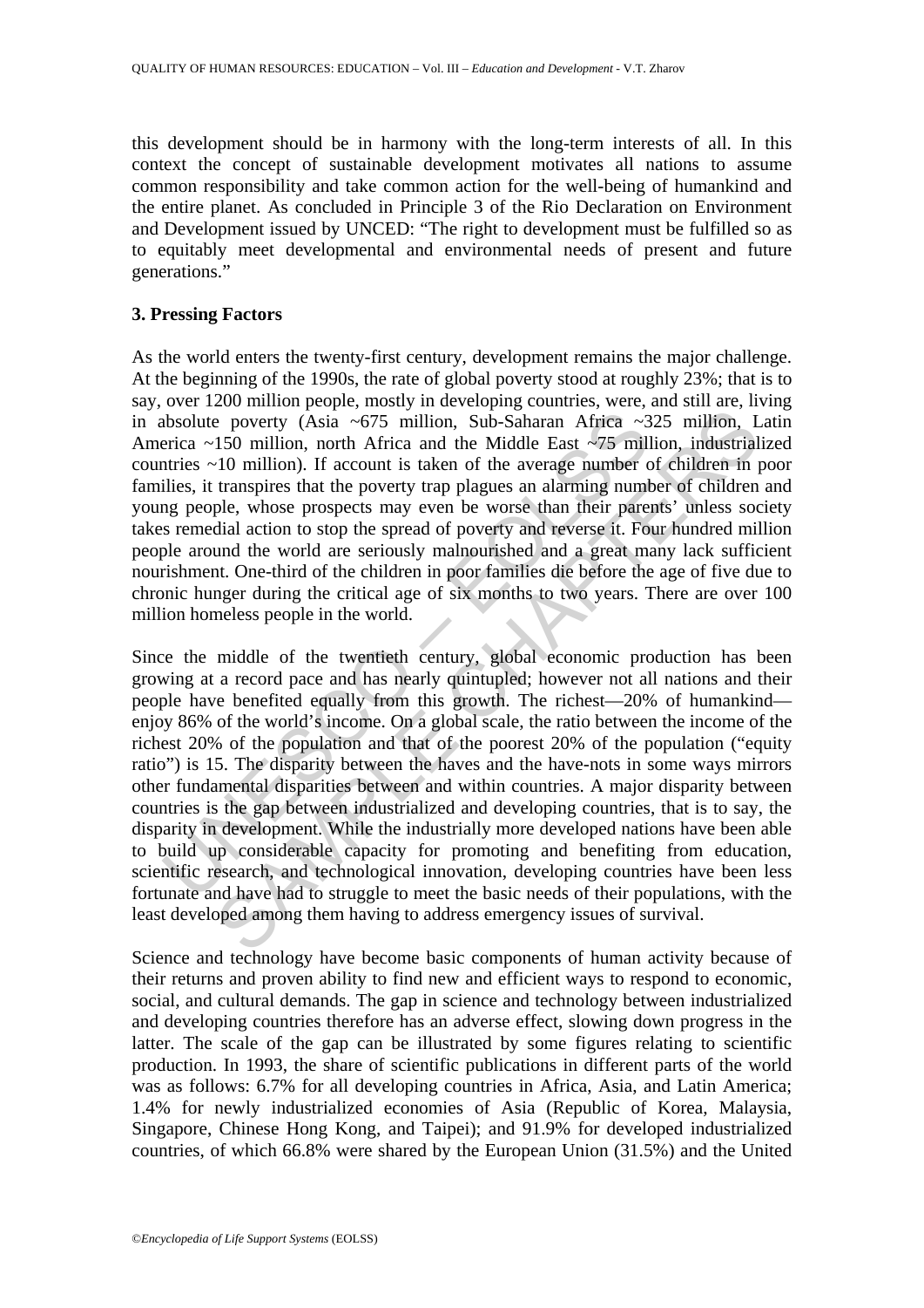this development should be in harmony with the long-term interests of all. In this context the concept of sustainable development motivates all nations to assume common responsibility and take common action for the well-being of humankind and the entire planet. As concluded in Principle 3 of the Rio Declaration on Environment and Development issued by UNCED: “The right to development must be fulfilled so as to equitably meet developmental and environmental needs of present and future generations.”

### 3. Pressing Factors

As the world enters the twenty-first century, development remains the major challenge. At the beginning of the 1990s, the rate of global poverty stood at roughly 23%; that is to say, over 1200 million people, mostly in developing countries, were, and still are, living in absolute poverty (Asia ~675 million, Sub-Saharan Africa ~325 million, Latin America ~150 million, north Africa and the Middle East ~75 million, industrialized countries ~10 million). If account is taken of the average number of children in poor families, it transpires that the poverty trap plagues an alarming number of children and young people, whose prospects may even be worse than their parents’ unless society takes remedial action to stop the spread of poverty and reverse it. Four hundred million people around the world are seriously malnourished and a great many lack sufficient nourishment. One-third of the children in poor families die before the age of five due to chronic hunger during the critical age of six months to two years. There are over 100 million homeless people in the world.

Since the middle of the twentieth century, global economic production has been growing at a record pace and has nearly quintupled; however not all nations and their people have benefited equally from this growth. The richest—20% of humankind—enjoy 86% of the world’s income. On a global scale, the ratio between the income of the richest 20% of the population and that of the poorest 20% of the population (“equity ratio”) is 15. The disparity between the haves and the have-nots in some ways mirrors other fundamental disparities between and within countries. A major disparity between countries is the gap between industrialized and developing countries, that is to say, the disparity in development. While the industrially more developed nations have been able to build up considerable capacity for promoting and benefiting from education, scientific research, and technological innovation, developing countries have been less fortunate and have had to struggle to meet the basic needs of their populations, with the least developed among them having to address emergency issues of survival.

Science and technology have become basic components of human activity because of their returns and proven ability to find new and efficient ways to respond to economic, social, and cultural demands. The gap in science and technology between industrialized and developing countries therefore has an adverse effect, slowing down progress in the latter. The scale of the gap can be illustrated by some figures relating to scientific production. In 1993, the share of scientific publications in different parts of the world was as follows: 6.7% for all developing countries in Africa, Asia, and Latin America; 1.4% for newly industrialized economies of Asia (Republic of Korea, Malaysia, Singapore, Chinese Hong Kong, and Taipei); and 91.9% for developed industrialized countries, of which 66.8% were shared by the European Union (31.5%) and the United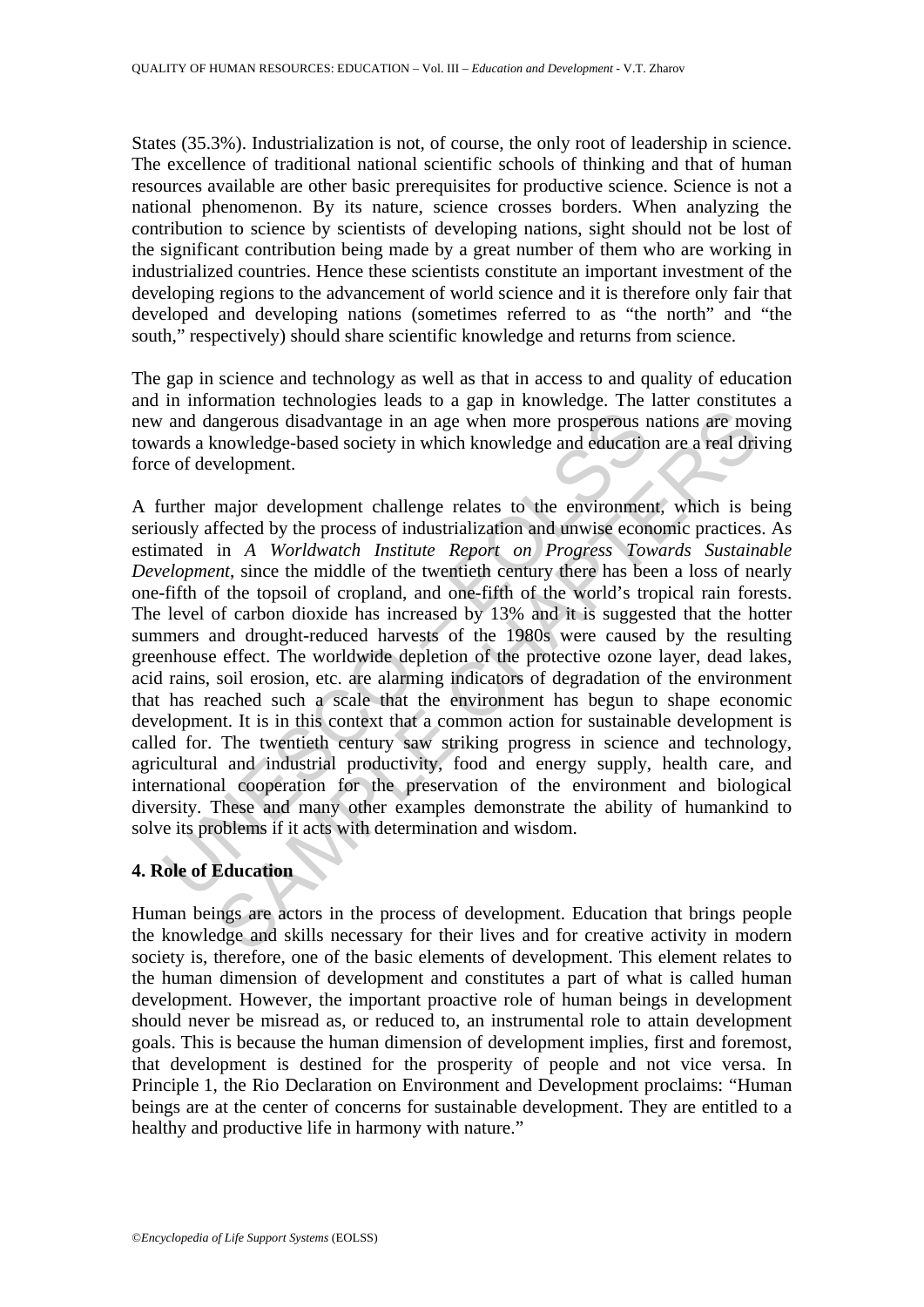States (35.3%). Industrialization is not, of course, the only root of leadership in science. The excellence of traditional national scientific schools of thinking and that of human resources available are other basic prerequisites for productive science. Science is not a national phenomenon. By its nature, science crosses borders. When analyzing the contribution to science by scientists of developing nations, sight should not be lost of the significant contribution being made by a great number of them who are working in industrialized countries. Hence these scientists constitute an important investment of the developing regions to the advancement of world science and it is therefore only fair that developed and developing nations (sometimes referred to as "the north" and "the south," respectively) should share scientific knowledge and returns from science.

The gap in science and technology as well as that in access to and quality of education and in information technologies leads to a gap in knowledge. The latter constitutes a new and dangerous disadvantage in an age when more prosperous nations are moving towards a knowledge-based society in which knowledge and education are a real driving force of development.

A further major development challenge relates to the environment, which is being seriously affected by the process of industrialization and unwise economic practices. As estimated in *A Worldwatch Institute Report on Progress Towards Sustainable Development*, since the middle of the twentieth century there has been a loss of nearly one-fifth of the topsoil of cropland, and one-fifth of the world's tropical rain forests. The level of carbon dioxide has increased by 13% and it is suggested that the hotter summers and drought-reduced harvests of the 1980s were caused by the resulting greenhouse effect. The worldwide depletion of the protective ozone layer, dead lakes, acid rains, soil erosion, etc. are alarming indicators of degradation of the environment that has reached such a scale that the environment has begun to shape economic development. It is in this context that a common action for sustainable development is called for. The twentieth century saw striking progress in science and technology, agricultural and industrial productivity, food and energy supply, health care, and international cooperation for the preservation of the environment and biological diversity. These and many other examples demonstrate the ability of humankind to solve its problems if it acts with determination and wisdom.

## 4. Role of Education

Human beings are actors in the process of development. Education that brings people the knowledge and skills necessary for their lives and for creative activity in modern society is, therefore, one of the basic elements of development. This element relates to the human dimension of development and constitutes a part of what is called human development. However, the important proactive role of human beings in development should never be misread as, or reduced to, an instrumental role to attain development goals. This is because the human dimension of development implies, first and foremost, that development is destined for the prosperity of people and not vice versa. In Principle 1, the Rio Declaration on Environment and Development proclaims: "Human beings are at the center of concerns for sustainable development. They are entitled to a healthy and productive life in harmony with nature."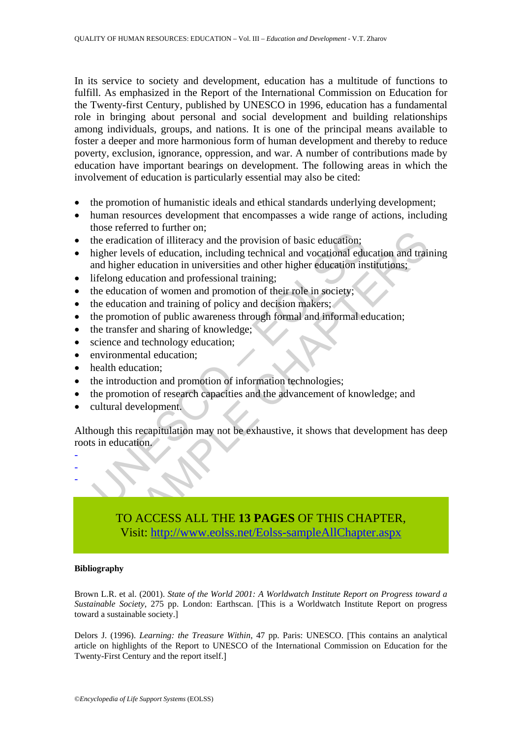In its service to society and development, education has a multitude of functions to fulfill. As emphasized in the Report of the International Commission on Education for the Twenty-first Century, published by UNESCO in 1996, education has a fundamental role in bringing about personal and social development and building relationships among individuals, groups, and nations. It is one of the principal means available to foster a deeper and more harmonious form of human development and thereby to reduce poverty, exclusion, ignorance, oppression, and war. A number of contributions made by education have important bearings on development. The following areas in which the involvement of education is particularly essential may also be cited:

- the promotion of humanistic ideals and ethical standards underlying development;
- human resources development that encompasses a wide range of actions, including those referred to further on;
- the eradication of illiteracy and the provision of basic education;
- higher levels of education, including technical and vocational education and training and higher education in universities and other higher education institutions;
- lifelong education and professional training;
- the education of women and promotion of their role in society;
- the education and training of policy and decision makers;
- the promotion of public awareness through formal and informal education;
- the transfer and sharing of knowledge;
- science and technology education;
- environmental education;
- health education;
- the introduction and promotion of information technologies;
- the promotion of research capacities and the advancement of knowledge; and
- cultural development.

Although this recapitulation may not be exhaustive, it shows that development has deep roots in education.

-
-
-

TO ACCESS ALL THE **13 PAGES** OF THIS CHAPTER,
Visit: http://www.eolss.net/Eolss-sampleAllChapter.aspx

**Bibliography**

Brown L.R. et al. (2001). *State of the World 2001: A Worldwatch Institute Report on Progress toward a Sustainable Society*, 275 pp. London: Earthscan. [This is a Worldwatch Institute Report on progress toward a sustainable society.]

Delors J. (1996). *Learning: the Treasure Within*, 47 pp. Paris: UNESCO. [This contains an analytical article on highlights of the Report to UNESCO of the International Commission on Education for the Twenty-First Century and the report itself.]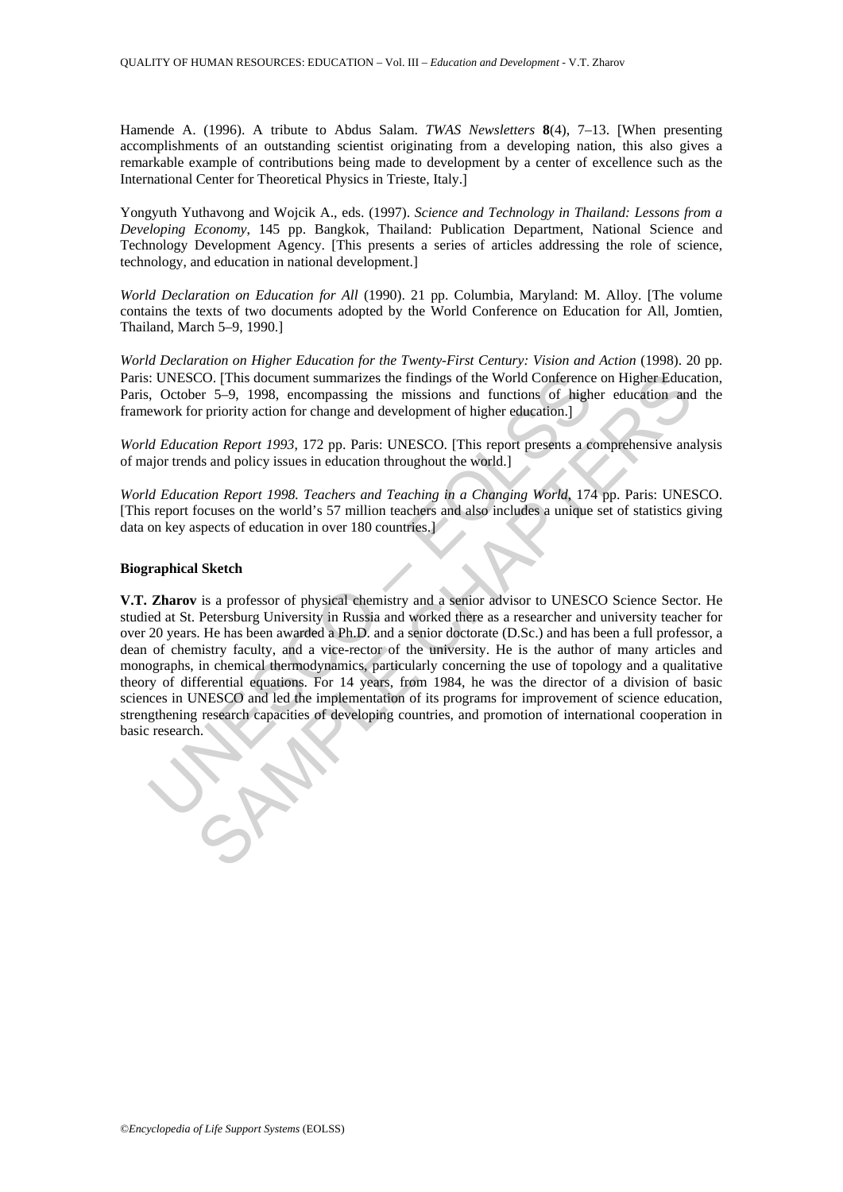Hamende A. (1996). A tribute to Abdus Salam. *TWAS Newsletters* **8**(4), 7–13. [When presenting accomplishments of an outstanding scientist originating from a developing nation, this also gives a remarkable example of contributions being made to development by a center of excellence such as the International Center for Theoretical Physics in Trieste, Italy.]

Yongyuth Yuthavong and Wojcik A., eds. (1997). *Science and Technology in Thailand: Lessons from a Developing Economy*, 145 pp. Bangkok, Thailand: Publication Department, National Science and Technology Development Agency. [This presents a series of articles addressing the role of science, technology, and education in national development.]

*World Declaration on Education for All* (1990). 21 pp. Columbia, Maryland: M. Alloy. [The volume contains the texts of two documents adopted by the World Conference on Education for All, Jomtien, Thailand, March 5–9, 1990.]

*World Declaration on Higher Education for the Twenty-First Century: Vision and Action* (1998). 20 pp. Paris: UNESCO. [This document summarizes the findings of the World Conference on Higher Education, Paris, October 5–9, 1998, encompassing the missions and functions of higher education and the framework for priority action for change and development of higher education.]

*World Education Report 1993*, 172 pp. Paris: UNESCO. [This report presents a comprehensive analysis of major trends and policy issues in education throughout the world.]

*World Education Report 1998. Teachers and Teaching in a Changing World*, 174 pp. Paris: UNESCO. [This report focuses on the world's 57 million teachers and also includes a unique set of statistics giving data on key aspects of education in over 180 countries.]

**Biographical Sketch**

**V.T. Zharov** is a professor of physical chemistry and a senior advisor to UNESCO Science Sector. He studied at St. Petersburg University in Russia and worked there as a researcher and university teacher for over 20 years. He has been awarded a Ph.D. and a senior doctorate (D.Sc.) and has been a full professor, a dean of chemistry faculty, and a vice-rector of the university. He is the author of many articles and monographs, in chemical thermodynamics, particularly concerning the use of topology and a qualitative theory of differential equations. For 14 years, from 1984, he was the director of a division of basic sciences in UNESCO and led the implementation of its programs for improvement of science education, strengthening research capacities of developing countries, and promotion of international cooperation in basic research.